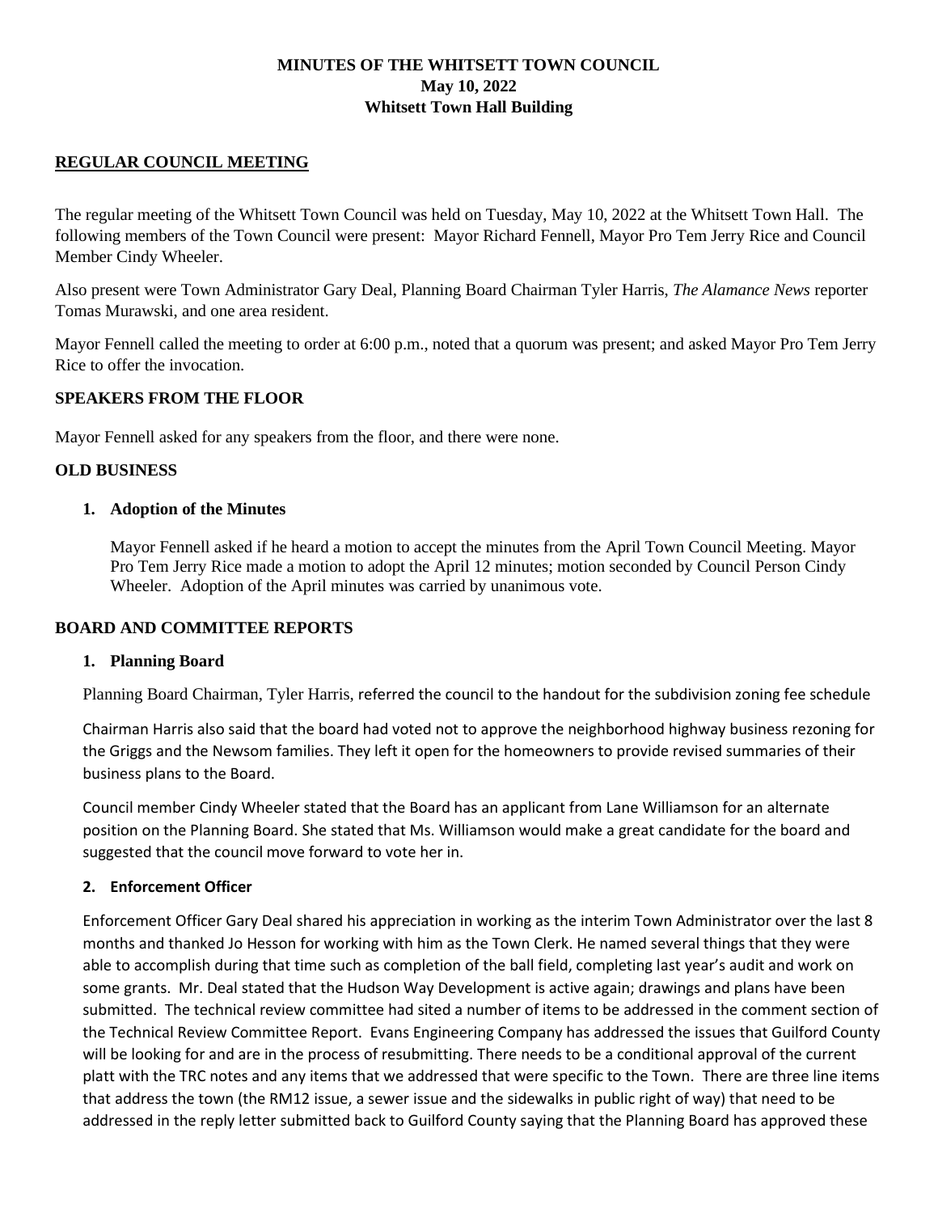# MINUTES OF THE WHITSETT TOWN COUNCIL
## May 10, 2022
## Whitsett Town Hall Building

## REGULAR COUNCIL MEETING

The regular meeting of the Whitsett Town Council was held on Tuesday, May 10, 2022 at the Whitsett Town Hall. The following members of the Town Council were present: Mayor Richard Fennell, Mayor Pro Tem Jerry Rice and Council Member Cindy Wheeler.

Also present were Town Administrator Gary Deal, Planning Board Chairman Tyler Harris, *The Alamance News* reporter Tomas Murawski, and one area resident.

Mayor Fennell called the meeting to order at 6:00 p.m., noted that a quorum was present; and asked Mayor Pro Tem Jerry Rice to offer the invocation.

### SPEAKERS FROM THE FLOOR

Mayor Fennell asked for any speakers from the floor, and there were none.

### OLD BUSINESS

1. **Adoption of the Minutes**

   Mayor Fennell asked if he heard a motion to accept the minutes from the April Town Council Meeting. Mayor Pro Tem Jerry Rice made a motion to adopt the April 12 minutes; motion seconded by Council Person Cindy Wheeler. Adoption of the April minutes was carried by unanimous vote.

### BOARD AND COMMITTEE REPORTS

1. **Planning Board**

Planning Board Chairman, Tyler Harris, referred the council to the handout for the subdivision zoning fee schedule

Chairman Harris also said that the board had voted not to approve the neighborhood highway business rezoning for the Griggs and the Newsom families. They left it open for the homeowners to provide revised summaries of their business plans to the Board.

Council member Cindy Wheeler stated that the Board has an applicant from Lane Williamson for an alternate position on the Planning Board. She stated that Ms. Williamson would make a great candidate for the board and suggested that the council move forward to vote her in.

2. **Enforcement Officer**

Enforcement Officer Gary Deal shared his appreciation in working as the interim Town Administrator over the last 8 months and thanked Jo Hesson for working with him as the Town Clerk. He named several things that they were able to accomplish during that time such as completion of the ball field, completing last year's audit and work on some grants. Mr. Deal stated that the Hudson Way Development is active again; drawings and plans have been submitted. The technical review committee had sited a number of items to be addressed in the comment section of the Technical Review Committee Report. Evans Engineering Company has addressed the issues that Guilford County will be looking for and are in the process of resubmitting. There needs to be a conditional approval of the current platt with the TRC notes and any items that we addressed that were specific to the Town. There are three line items that address the town (the RM12 issue, a sewer issue and the sidewalks in public right of way) that need to be addressed in the reply letter submitted back to Guilford County saying that the Planning Board has approved these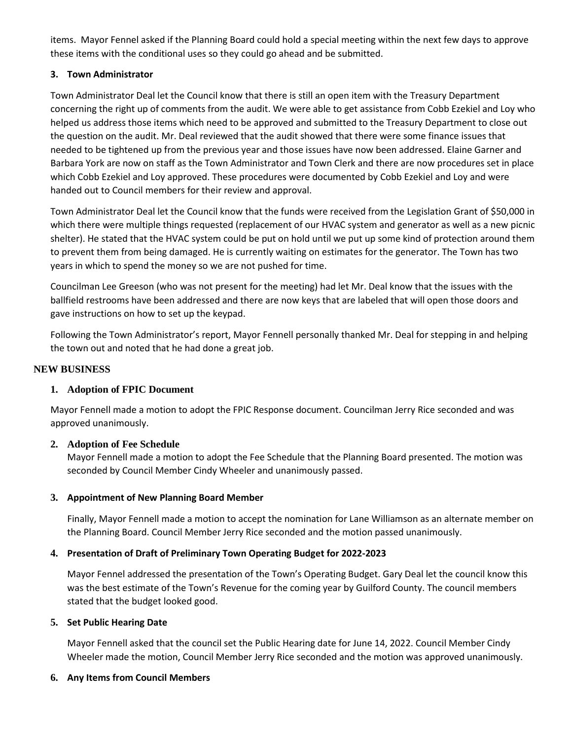items. Mayor Fennel asked if the Planning Board could hold a special meeting within the next few days to approve these items with the conditional uses so they could go ahead and be submitted.

**3. Town Administrator**

Town Administrator Deal let the Council know that there is still an open item with the Treasury Department concerning the right up of comments from the audit. We were able to get assistance from Cobb Ezekiel and Loy who helped us address those items which need to be approved and submitted to the Treasury Department to close out the question on the audit. Mr. Deal reviewed that the audit showed that there were some finance issues that needed to be tightened up from the previous year and those issues have now been addressed. Elaine Garner and Barbara York are now on staff as the Town Administrator and Town Clerk and there are now procedures set in place which Cobb Ezekiel and Loy approved. These procedures were documented by Cobb Ezekiel and Loy and were handed out to Council members for their review and approval.

Town Administrator Deal let the Council know that the funds were received from the Legislation Grant of $50,000 in which there were multiple things requested (replacement of our HVAC system and generator as well as a new picnic shelter). He stated that the HVAC system could be put on hold until we put up some kind of protection around them to prevent them from being damaged. He is currently waiting on estimates for the generator. The Town has two years in which to spend the money so we are not pushed for time.

Councilman Lee Greeson (who was not present for the meeting) had let Mr. Deal know that the issues with the ballfield restrooms have been addressed and there are now keys that are labeled that will open those doors and gave instructions on how to set up the keypad.

Following the Town Administrator's report, Mayor Fennell personally thanked Mr. Deal for stepping in and helping the town out and noted that he had done a great job.

## NEW BUSINESS

**1. Adoption of FPIC Document**

Mayor Fennell made a motion to adopt the FPIC Response document. Councilman Jerry Rice seconded and was approved unanimously.

**2. Adoption of Fee Schedule**

Mayor Fennell made a motion to adopt the Fee Schedule that the Planning Board presented. The motion was seconded by Council Member Cindy Wheeler and unanimously passed.

**3. Appointment of New Planning Board Member**

Finally, Mayor Fennell made a motion to accept the nomination for Lane Williamson as an alternate member on the Planning Board. Council Member Jerry Rice seconded and the motion passed unanimously.

**4. Presentation of Draft of Preliminary Town Operating Budget for 2022-2023**

Mayor Fennel addressed the presentation of the Town's Operating Budget. Gary Deal let the council know this was the best estimate of the Town's Revenue for the coming year by Guilford County. The council members stated that the budget looked good.

**5. Set Public Hearing Date**

Mayor Fennell asked that the council set the Public Hearing date for June 14, 2022. Council Member Cindy Wheeler made the motion, Council Member Jerry Rice seconded and the motion was approved unanimously.

**6. Any Items from Council Members**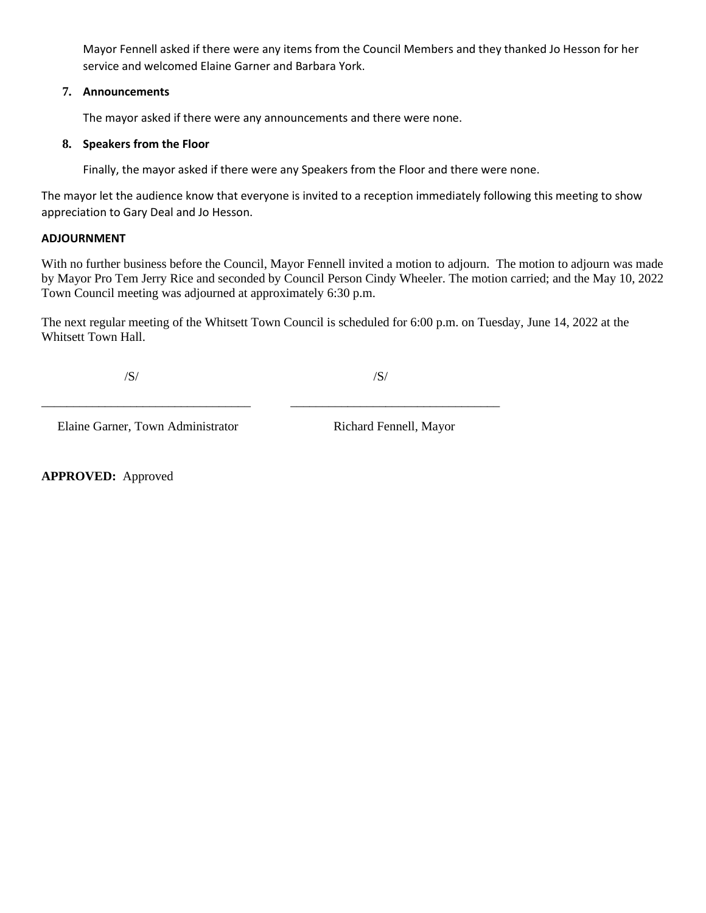Mayor Fennell asked if there were any items from the Council Members and they thanked Jo Hesson for her service and welcomed Elaine Garner and Barbara York.

7. **Announcements**

   The mayor asked if there were any announcements and there were none.

8. **Speakers from the Floor**

   Finally, the mayor asked if there were any Speakers from the Floor and there were none.

The mayor let the audience know that everyone is invited to a reception immediately following this meeting to show appreciation to Gary Deal and Jo Hesson.

**ADJOURNMENT**

With no further business before the Council, Mayor Fennell invited a motion to adjourn. The motion to adjourn was made by Mayor Pro Tem Jerry Rice and seconded by Council Person Cindy Wheeler. The motion carried; and the May 10, 2022 Town Council meeting was adjourned at approximately 6:30 p.m.

The next regular meeting of the Whitsett Town Council is scheduled for 6:00 p.m. on Tuesday, June 14, 2022 at the Whitsett Town Hall.

/S/ ________________________________
Elaine Garner, Town Administrator

/S/ ________________________________
Richard Fennell, Mayor

**APPROVED:** Approved